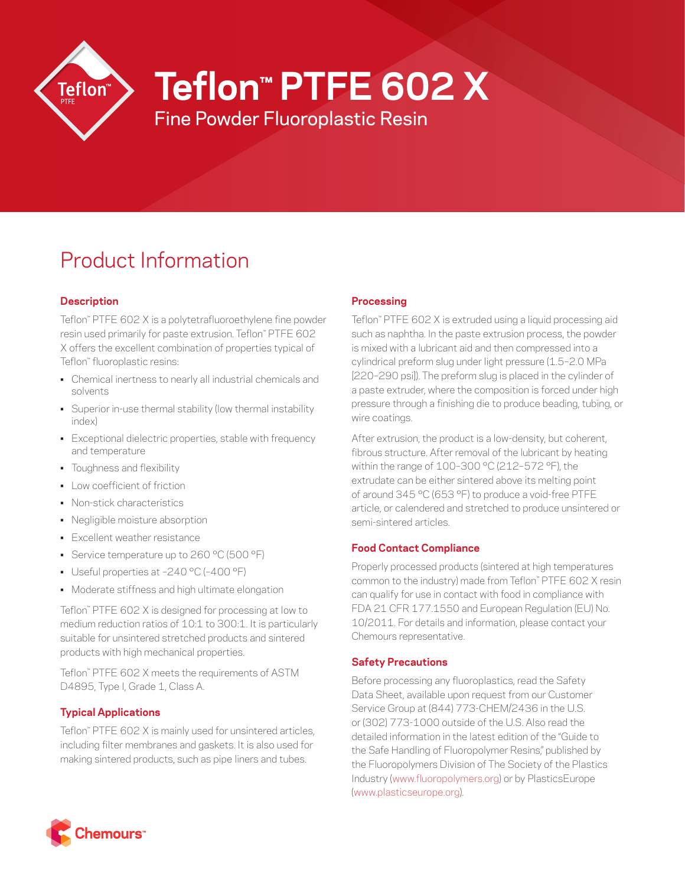# Teflon™ PTFE 602 X

Fine Powder Fluoroplastic Resin

## Product Information

### Description

Teflon™ PTFE 602 X is a polytetrafluoroethylene fine powder resin used primarily for paste extrusion. Teflon™ PTFE 602 X offers the excellent combination of properties typical of Teflon™ fluoroplastic resins:

- Chemical inertness to nearly all industrial chemicals and solvents
- Superior in-use thermal stability (low thermal instability index)
- Exceptional dielectric properties, stable with frequency and temperature
- Toughness and flexibility
- Low coefficient of friction
- Non-stick characteristics
- Negligible moisture absorption
- Excellent weather resistance
- Service temperature up to 260 °C (500 °F)
- Useful properties at –240 °C (–400 °F)
- Moderate stiffness and high ultimate elongation

Teflon™ PTFE 602 X is designed for processing at low to medium reduction ratios of 10:1 to 300:1. It is particularly suitable for unsintered stretched products and sintered products with high mechanical properties.

Teflon™ PTFE 602 X meets the requirements of ASTM D4895, Type I, Grade 1, Class A.

### Typical Applications

Teflon™ PTFE 602 X is mainly used for unsintered articles, including filter membranes and gaskets. It is also used for making sintered products, such as pipe liners and tubes.

### Processing

Teflon™ PTFE 602 X is extruded using a liquid processing aid such as naphtha. In the paste extrusion process, the powder is mixed with a lubricant aid and then compressed into a cylindrical preform slug under light pressure (1.5–2.0 MPa [220–290 psi]). The preform slug is placed in the cylinder of a paste extruder, where the composition is forced under high pressure through a finishing die to produce beading, tubing, or wire coatings.

After extrusion, the product is a low-density, but coherent, fibrous structure. After removal of the lubricant by heating within the range of 100–300 °C (212–572 °F), the extrudate can be either sintered above its melting point of around 345 °C (653 °F) to produce a void-free PTFE article, or calendered and stretched to produce unsintered or semi-sintered articles.

### Food Contact Compliance

Properly processed products (sintered at high temperatures common to the industry) made from Teflon™ PTFE 602 X resin can qualify for use in contact with food in compliance with FDA 21 CFR 177.1550 and European Regulation (EU) No. 10/2011. For details and information, please contact your Chemours representative.

### Safety Precautions

Before processing any fluoroplastics, read the Safety Data Sheet, available upon request from our Customer Service Group at (844) 773-CHEM/2436 in the U.S. or (302) 773-1000 outside of the U.S. Also read the detailed information in the latest edition of the "Guide to the Safe Handling of Fluoropolymer Resins," published by the Fluoropolymers Division of The Society of the Plastics Industry (www.fluoropolymers.org) or by PlasticsEurope (www.plasticseurope.org).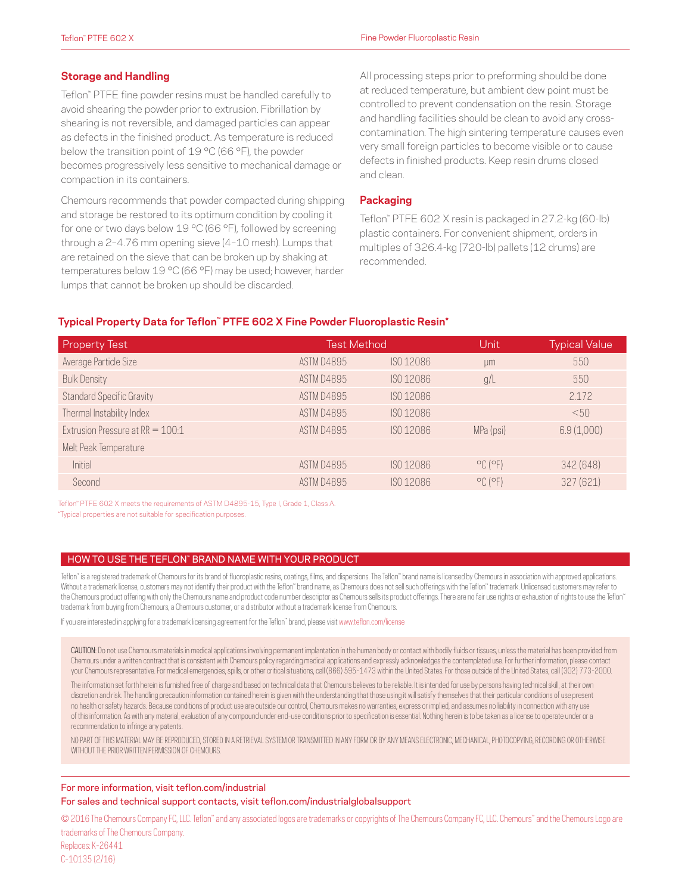## Storage and Handling

Teflon™ PTFE fine powder resins must be handled carefully to avoid shearing the powder prior to extrusion. Fibrillation by shearing is not reversible, and damaged particles can appear as defects in the finished product. As temperature is reduced below the transition point of 19 °C (66 °F), the powder becomes progressively less sensitive to mechanical damage or compaction in its containers.

Chemours recommends that powder compacted during shipping and storage be restored to its optimum condition by cooling it for one or two days below 19 °C (66 °F), followed by screening through a 2–4.76 mm opening sieve (4–10 mesh). Lumps that are retained on the sieve that can be broken up by shaking at temperatures below 19 °C (66 °F) may be used; however, harder lumps that cannot be broken up should be discarded.

All processing steps prior to preforming should be done at reduced temperature, but ambient dew point must be controlled to prevent condensation on the resin. Storage and handling facilities should be clean to avoid any cross-contamination. The high sintering temperature causes even very small foreign particles to become visible or to cause defects in finished products. Keep resin drums closed and clean.

## Packaging

Teflon™ PTFE 602 X resin is packaged in 27.2-kg (60-lb) plastic containers. For convenient shipment, orders in multiples of 326.4-kg (720-lb) pallets (12 drums) are recommended.

## Typical Property Data for Teflon™ PTFE 602 X Fine Powder Fluoroplastic Resin*

| Property Test | Test Method | | Unit | Typical Value |
|---|---|---|---|---|
| Average Particle Size | ASTM D4895 | ISO 12086 | µm | 550 |
| Bulk Density | ASTM D4895 | ISO 12086 | g/L | 550 |
| Standard Specific Gravity | ASTM D4895 | ISO 12086 | | 2.172 |
| Thermal Instability Index | ASTM D4895 | ISO 12086 | | <50 |
| Extrusion Pressure at RR = 100:1 | ASTM D4895 | ISO 12086 | MPa (psi) | 6.9 (1,000) |
| Melt Peak Temperature | | | | |
| Initial | ASTM D4895 | ISO 12086 | °C (°F) | 342 (648) |
| Second | ASTM D4895 | ISO 12086 | °C (°F) | 327 (621) |

Teflon™ PTFE 602 X meets the requirements of ASTM D4895-15, Type I, Grade 1, Class A.

*Typical properties are not suitable for specification purposes.

## HOW TO USE THE TEFLON™ BRAND NAME WITH YOUR PRODUCT

Teflon™ is a registered trademark of Chemours for its brand of fluoroplastic resins, coatings, films, and dispersions. The Teflon™ brand name is licensed by Chemours in association with approved applications. Without a trademark license, customers may not identify their product with the Teflon™ brand name, as Chemours does not sell such offerings with the Teflon™ trademark. Unlicensed customers may refer to the Chemours product offering with only the Chemours name and product code number descriptor as Chemours sells its product offerings. There are no fair use rights or exhaustion of rights to use the Teflon™ trademark from buying from Chemours, a Chemours customer, or a distributor without a trademark license from Chemours.

If you are interested in applying for a trademark licensing agreement for the Teflon™ brand, please visit www.teflon.com/license

CAUTION: Do not use Chemours materials in medical applications involving permanent implantation in the human body or contact with bodily fluids or tissues, unless the material has been provided from Chemours under a written contract that is consistent with Chemours policy regarding medical applications and expressly acknowledges the contemplated use. For further information, please contact your Chemours representative. For medical emergencies, spills, or other critical situations, call (866) 595-1473 within the United States. For those outside of the United States, call (302) 773-2000.

The information set forth herein is furnished free of charge and based on technical data that Chemours believes to be reliable. It is intended for use by persons having technical skill, at their own discretion and risk. The handling precaution information contained herein is given with the understanding that those using it will satisfy themselves that their particular conditions of use present no health or safety hazards. Because conditions of product use are outside our control, Chemours makes no warranties, express or implied, and assumes no liability in connection with any use of this information. As with any material, evaluation of any compound under end-use conditions prior to specification is essential. Nothing herein is to be taken as a license to operate under or a recommendation to infringe any patents.

NO PART OF THIS MATERIAL MAY BE REPRODUCED, STORED IN A RETRIEVAL SYSTEM OR TRANSMITTED IN ANY FORM OR BY ANY MEANS ELECTRONIC, MECHANICAL, PHOTOCOPYING, RECORDING OR OTHERWISE WITHOUT THE PRIOR WRITTEN PERMISSION OF CHEMOURS.

For more information, visit teflon.com/industrial

For sales and technical support contacts, visit teflon.com/industrialglobalsupport

© 2016 The Chemours Company FC, LLC. Teflon™ and any associated logos are trademarks or copyrights of The Chemours Company FC, LLC. Chemours™ and the Chemours Logo are trademarks of The Chemours Company.

Replaces: K-26441

C-10135 (2/16)